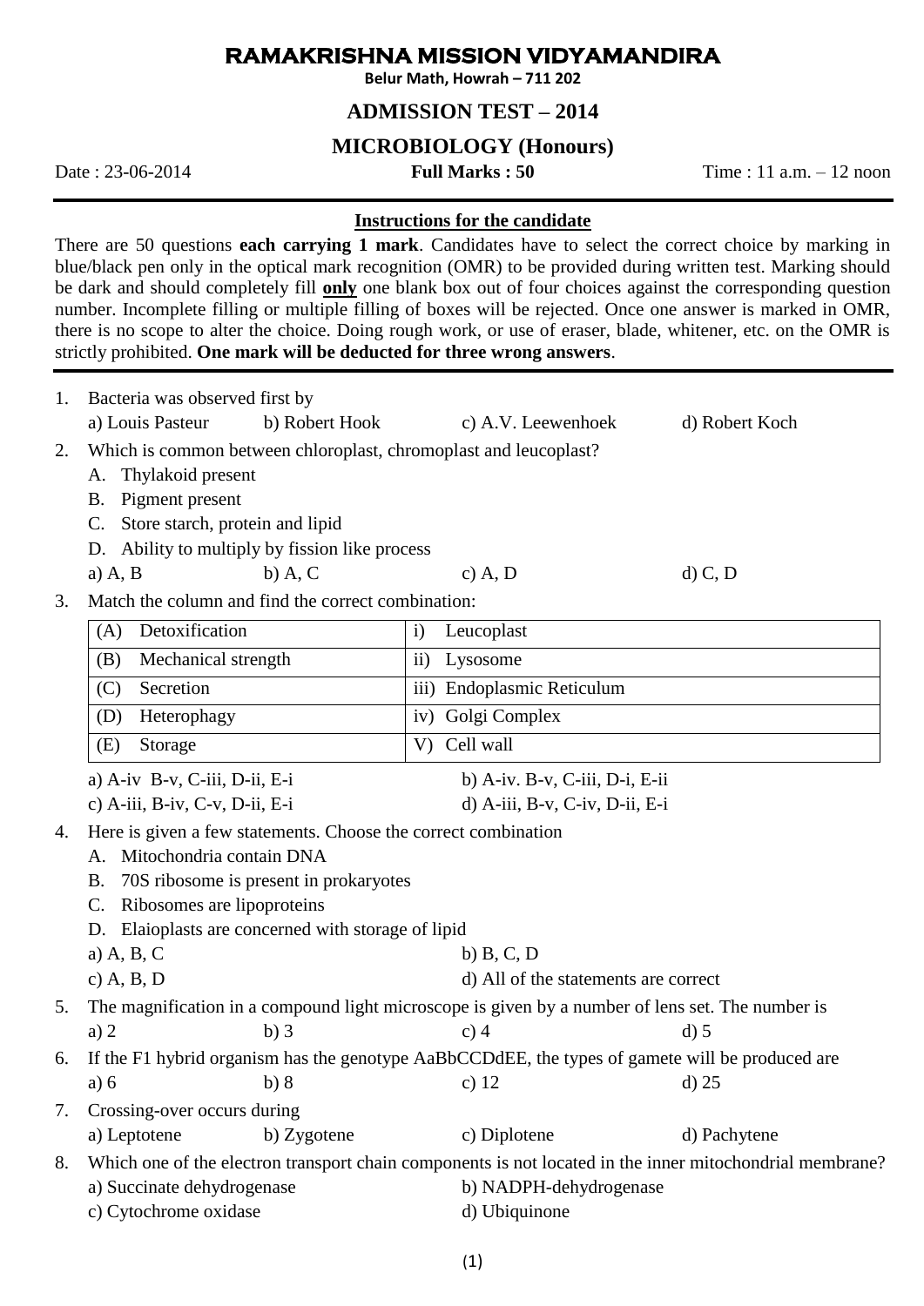# RAMAKRISHNA MISSION VIDYAMANDIRA

**Belur Math, Howrah – 711 202**

## ADMISSION TEST – 2014

## MICROBIOLOGY (Honours)

Date : 23-06-2014 **Full Marks : 50** Time : 11 a.m. – 12 noon

---

### Instructions for the candidate

There are 50 questions **each carrying 1 mark**. Candidates have to select the correct choice by marking in blue/black pen only in the optical mark recognition (OMR) to be provided during written test. Marking should be dark and should completely fill **only** one blank box out of four choices against the corresponding question number. Incomplete filling or multiple filling of boxes will be rejected. Once one answer is marked in OMR, there is no scope to alter the choice. Doing rough work, or use of eraser, blade, whitener, etc. on the OMR is strictly prohibited. **One mark will be deducted for three wrong answers**.

---

1. Bacteria was observed first by
   a) Louis Pasteur b) Robert Hook c) A.V. Leewenhoek d) Robert Koch

2. Which is common between chloroplast, chromoplast and leucoplast?
   A. Thylakoid present
   B. Pigment present
   C. Store starch, protein and lipid
   D. Ability to multiply by fission like process
   
   a) A, B b) A, C c) A, D d) C, D

3. Match the column and find the correct combination:

| | |
|---|---|
| (A) Detoxification | i) Leucoplast |
| (B) Mechanical strength | ii) Lysosome |
| (C) Secretion | iii) Endoplasmic Reticulum |
| (D) Heterophagy | iv) Golgi Complex |
| (E) Storage | V) Cell wall |

   a) A-iv B-v, C-iii, D-ii, E-i b) A-iv. B-v, C-iii, D-i, E-ii
   c) A-iii, B-iv, C-v, D-ii, E-i d) A-iii, B-v, C-iv, D-ii, E-i

4. Here is given a few statements. Choose the correct combination
   A. Mitochondria contain DNA
   B. 70S ribosome is present in prokaryotes
   C. Ribosomes are lipoproteins
   D. Elaioplasts are concerned with storage of lipid
   
   a) A, B, C b) B, C, D
   c) A, B, D d) All of the statements are correct

5. The magnification in a compound light microscope is given by a number of lens set. The number is
   a) 2 b) 3 c) 4 d) 5

6. If the F1 hybrid organism has the genotype AaBbCCDdEE, the types of gamete will be produced are
   a) 6 b) 8 c) 12 d) 25

7. Crossing-over occurs during
   a) Leptotene b) Zygotene c) Diplotene d) Pachytene

8. Which one of the electron transport chain components is not located in the inner mitochondrial membrane?
   a) Succinate dehydrogenase b) NADPH-dehydrogenase
   c) Cytochrome oxidase d) Ubiquinone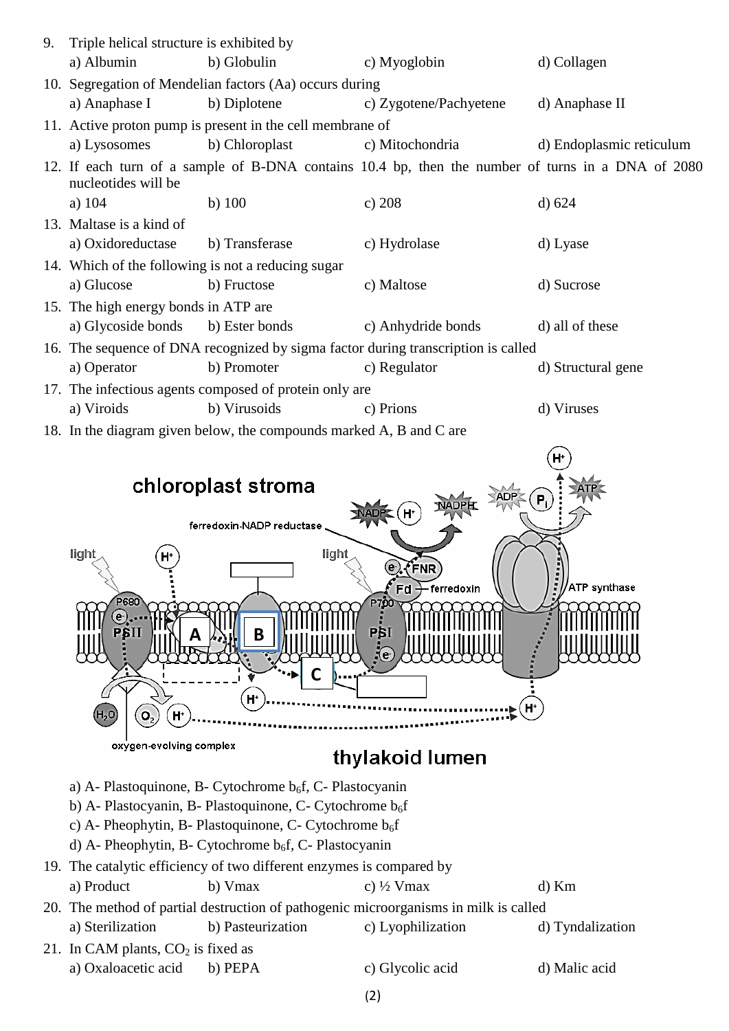9. Triple helical structure is exhibited by
   a) Albumin b) Globulin c) Myoglobin d) Collagen

10. Segregation of Mendelian factors (Aa) occurs during
    a) Anaphase I b) Diplotene c) Zygotene/Pachyetene d) Anaphase II

11. Active proton pump is present in the cell membrane of
    a) Lysosomes b) Chloroplast c) Mitochondria d) Endoplasmic reticulum

12. If each turn of a sample of B-DNA contains 10.4 bp, then the number of turns in a DNA of 2080 nucleotides will be
    a) 104 b) 100 c) 208 d) 624

13. Maltase is a kind of
    a) Oxidoreductase b) Transferase c) Hydrolase d) Lyase

14. Which of the following is not a reducing sugar
    a) Glucose b) Fructose c) Maltose d) Sucrose

15. The high energy bonds in ATP are
    a) Glycoside bonds b) Ester bonds c) Anhydride bonds d) all of these

16. The sequence of DNA recognized by sigma factor during transcription is called
    a) Operator b) Promoter c) Regulator d) Structural gene

17. The infectious agents composed of protein only are
    a) Viroids b) Virusoids c) Prions d) Viruses

18. In the diagram given below, the compounds marked A, B and C are

    a) A- Plastoquinone, B- Cytochrome $b_6f$, C- Plastocyanin
    b) A- Plastocyanin, B- Plastoquinone, C- Cytochrome $b_6f$
    c) A- Pheophytin, B- Plastoquinone, C- Cytochrome $b_6f$
    d) A- Pheophytin, B- Cytochrome $b_6f$, C- Plastocyanin

19. The catalytic efficiency of two different enzymes is compared by
    a) Product b) Vmax c) ½ Vmax d) Km

20. The method of partial destruction of pathogenic microorganisms in milk is called
    a) Sterilization b) Pasteurization c) Lyophilization d) Tyndalization

21. In CAM plants, $CO_2$ is fixed as
    a) Oxaloacetic acid b) PEPA c) Glycolic acid d) Malic acid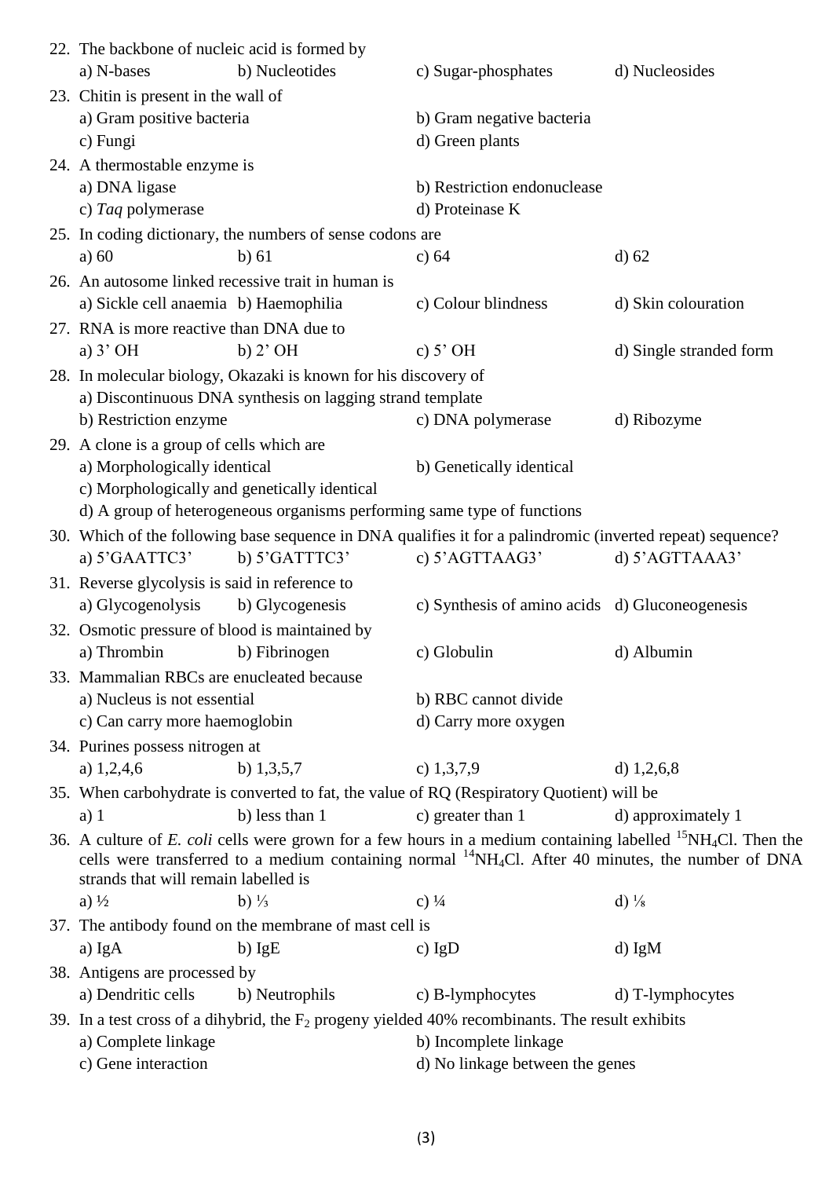22. The backbone of nucleic acid is formed by
    a) N-bases b) Nucleotides c) Sugar-phosphates d) Nucleosides

23. Chitin is present in the wall of
    a) Gram positive bacteria
    b) Gram negative bacteria
    c) Fungi
    d) Green plants

24. A thermostable enzyme is
    a) DNA ligase
    b) Restriction endonuclease
    c) *Taq* polymerase
    d) Proteinase K

25. In coding dictionary, the numbers of sense codons are
    a) 60 b) 61 c) 64 d) 62

26. An autosome linked recessive trait in human is
    a) Sickle cell anaemia b) Haemophilia c) Colour blindness d) Skin colouration

27. RNA is more reactive than DNA due to
    a) 3' OH b) 2' OH c) 5' OH d) Single stranded form

28. In molecular biology, Okazaki is known for his discovery of
    a) Discontinuous DNA synthesis on lagging strand template
    b) Restriction enzyme
    c) DNA polymerase
    d) Ribozyme

29. A clone is a group of cells which are
    a) Morphologically identical
    b) Genetically identical
    c) Morphologically and genetically identical
    d) A group of heterogeneous organisms performing same type of functions

30. Which of the following base sequence in DNA qualifies it for a palindromic (inverted repeat) sequence?
    a) 5'GAATTC3' b) 5'GATTTC3' c) 5'AGTTAAG3' d) 5'AGTTAAA3'

31. Reverse glycolysis is said in reference to
    a) Glycogenolysis b) Glycogenesis c) Synthesis of amino acids d) Gluconeogenesis

32. Osmotic pressure of blood is maintained by
    a) Thrombin b) Fibrinogen c) Globulin d) Albumin

33. Mammalian RBCs are enucleated because
    a) Nucleus is not essential
    b) RBC cannot divide
    c) Can carry more haemoglobin
    d) Carry more oxygen

34. Purines possess nitrogen at
    a) 1,2,4,6 b) 1,3,5,7 c) 1,3,7,9 d) 1,2,6,8

35. When carbohydrate is converted to fat, the value of RQ (Respiratory Quotient) will be
    a) 1 b) less than 1 c) greater than 1 d) approximately 1

36. A culture of *E. coli* cells were grown for a few hours in a medium containing labelled $^{15}NH_4Cl$. Then the cells were transferred to a medium containing normal $^{14}NH_4Cl$. After 40 minutes, the number of DNA strands that will remain labelled is
    a) $\frac{1}{2}$ b) $\frac{1}{3}$ c) $\frac{1}{4}$ d) $\frac{1}{8}$

37. The antibody found on the membrane of mast cell is
    a) IgA b) IgE c) IgD d) IgM

38. Antigens are processed by
    a) Dendritic cells b) Neutrophils c) B-lymphocytes d) T-lymphocytes

39. In a test cross of a dihybrid, the $F_2$ progeny yielded 40% recombinants. The result exhibits
    a) Complete linkage
    b) Incomplete linkage
    c) Gene interaction
    d) No linkage between the genes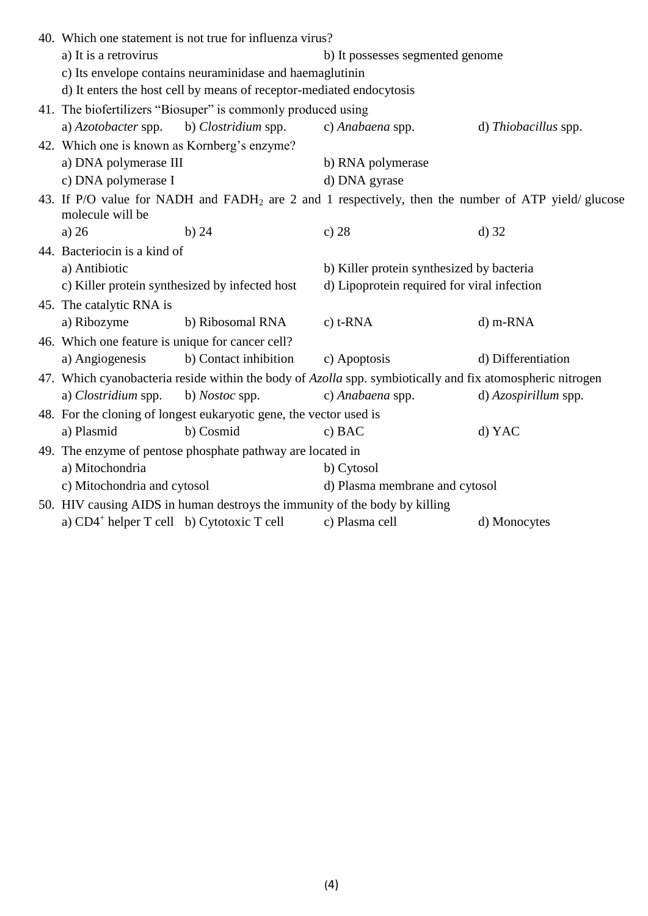40. Which one statement is not true for influenza virus?
    a) It is a retrovirus
    b) It possesses segmented genome
    c) Its envelope contains neuraminidase and haemaglutinin
    d) It enters the host cell by means of receptor-mediated endocytosis

41. The biofertilizers "Biosuper" is commonly produced using
    a) *Azotobacter* spp.
    b) *Clostridium* spp.
    c) *Anabaena* spp.
    d) *Thiobacillus* spp.

42. Which one is known as Kornberg's enzyme?
    a) DNA polymerase III
    b) RNA polymerase
    c) DNA polymerase I
    d) DNA gyrase

43. If P/O value for NADH and $FADH_2$ are 2 and 1 respectively, then the number of ATP yield/ glucose molecule will be
    a) 26
    b) 24
    c) 28
    d) 32

44. Bacteriocin is a kind of
    a) Antibiotic
    b) Killer protein synthesized by bacteria
    c) Killer protein synthesized by infected host
    d) Lipoprotein required for viral infection

45. The catalytic RNA is
    a) Ribozyme
    b) Ribosomal RNA
    c) t-RNA
    d) m-RNA

46. Which one feature is unique for cancer cell?
    a) Angiogenesis
    b) Contact inhibition
    c) Apoptosis
    d) Differentiation

47. Which cyanobacteria reside within the body of *Azolla* spp. symbiotically and fix atomospheric nitrogen
    a) *Clostridium* spp.
    b) *Nostoc* spp.
    c) *Anabaena* spp.
    d) *Azospirillum* spp.

48. For the cloning of longest eukaryotic gene, the vector used is
    a) Plasmid
    b) Cosmid
    c) BAC
    d) YAC

49. The enzyme of pentose phosphate pathway are located in
    a) Mitochondria
    b) Cytosol
    c) Mitochondria and cytosol
    d) Plasma membrane and cytosol

50. HIV causing AIDS in human destroys the immunity of the body by killing
    a) $CD4^+$ helper T cell
    b) Cytotoxic T cell
    c) Plasma cell
    d) Monocytes